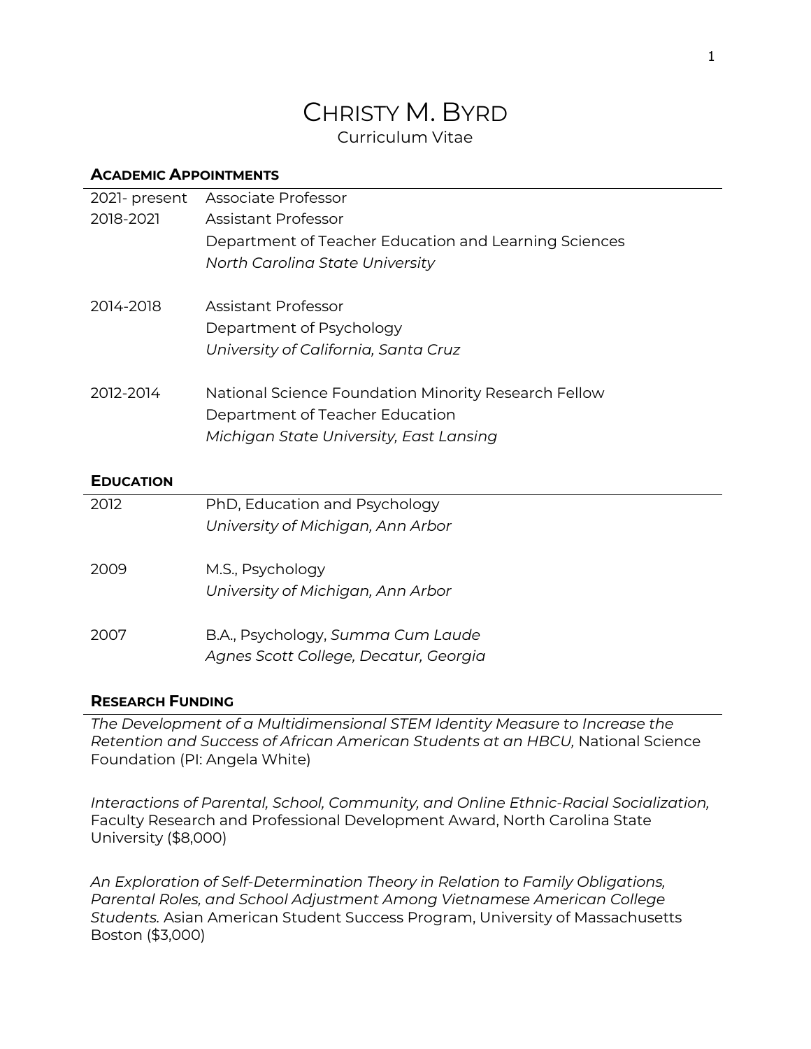# CHRISTY M. BYRD

Curriculum Vitae

## ACADEMIC APPOINTMENTS

| | |
|---|---|
| 2021- present | Associate Professor |
| 2018-2021 | Assistant Professor |
| | Department of Teacher Education and Learning Sciences |
| | *North Carolina State University* |
| 2014-2018 | Assistant Professor |
| | Department of Psychology |
| | *University of California, Santa Cruz* |
| 2012-2014 | National Science Foundation Minority Research Fellow |
| | Department of Teacher Education |
| | *Michigan State University, East Lansing* |

## EDUCATION

| | |
|---|---|
| 2012 | PhD, Education and Psychology |
| | *University of Michigan, Ann Arbor* |
| 2009 | M.S., Psychology |
| | *University of Michigan, Ann Arbor* |
| 2007 | B.A., Psychology, *Summa Cum Laude* |
| | *Agnes Scott College, Decatur, Georgia* |

## RESEARCH FUNDING

*The Development of a Multidimensional STEM Identity Measure to Increase the Retention and Success of African American Students at an HBCU,* National Science Foundation (PI: Angela White)

*Interactions of Parental, School, Community, and Online Ethnic-Racial Socialization,* Faculty Research and Professional Development Award, North Carolina State University ($8,000)

*An Exploration of Self-Determination Theory in Relation to Family Obligations, Parental Roles, and School Adjustment Among Vietnamese American College Students.* Asian American Student Success Program, University of Massachusetts Boston ($3,000)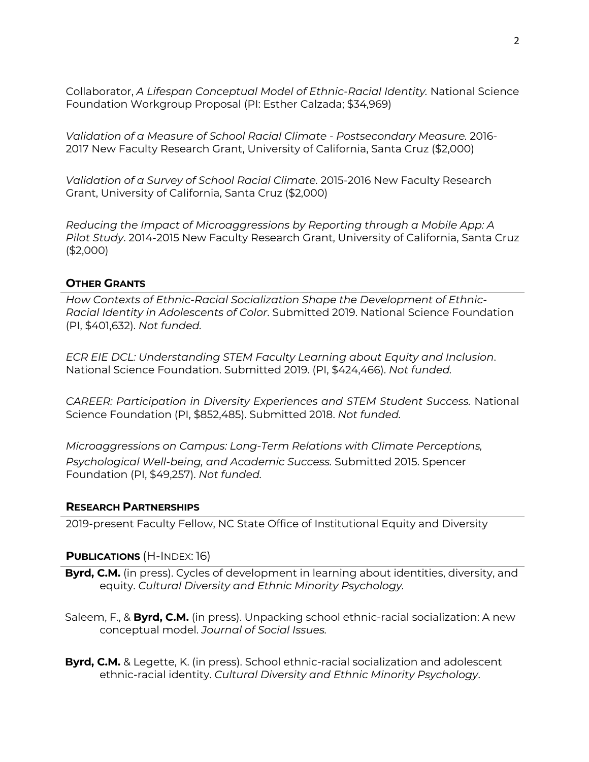Collaborator, *A Lifespan Conceptual Model of Ethnic-Racial Identity.* National Science Foundation Workgroup Proposal (PI: Esther Calzada; $34,969)

*Validation of a Measure of School Racial Climate - Postsecondary Measure.* 2016-2017 New Faculty Research Grant, University of California, Santa Cruz ($2,000)

*Validation of a Survey of School Racial Climate.* 2015-2016 New Faculty Research Grant, University of California, Santa Cruz ($2,000)

*Reducing the Impact of Microaggressions by Reporting through a Mobile App: A Pilot Study*. 2014-2015 New Faculty Research Grant, University of California, Santa Cruz ($2,000)

## OTHER GRANTS

*How Contexts of Ethnic-Racial Socialization Shape the Development of Ethnic-Racial Identity in Adolescents of Color*. Submitted 2019. National Science Foundation (PI, $401,632). *Not funded.*

*ECR EIE DCL: Understanding STEM Faculty Learning about Equity and Inclusion*. National Science Foundation. Submitted 2019. (PI, $424,466). *Not funded.*

*CAREER: Participation in Diversity Experiences and STEM Student Success.* National Science Foundation (PI, $852,485). Submitted 2018. *Not funded.*

*Microaggressions on Campus: Long-Term Relations with Climate Perceptions, Psychological Well-being, and Academic Success.* Submitted 2015. Spencer Foundation (PI, $49,257). *Not funded.*

## RESEARCH PARTNERSHIPS

2019-present Faculty Fellow, NC State Office of Institutional Equity and Diversity

## PUBLICATIONS (H-INDEX: 16)

**Byrd, C.M.** (in press). Cycles of development in learning about identities, diversity, and equity. *Cultural Diversity and Ethnic Minority Psychology.*

Saleem, F., & **Byrd, C.M.** (in press). Unpacking school ethnic-racial socialization: A new conceptual model. *Journal of Social Issues.*

**Byrd, C.M.** & Legette, K. (in press). School ethnic-racial socialization and adolescent ethnic-racial identity. *Cultural Diversity and Ethnic Minority Psychology*.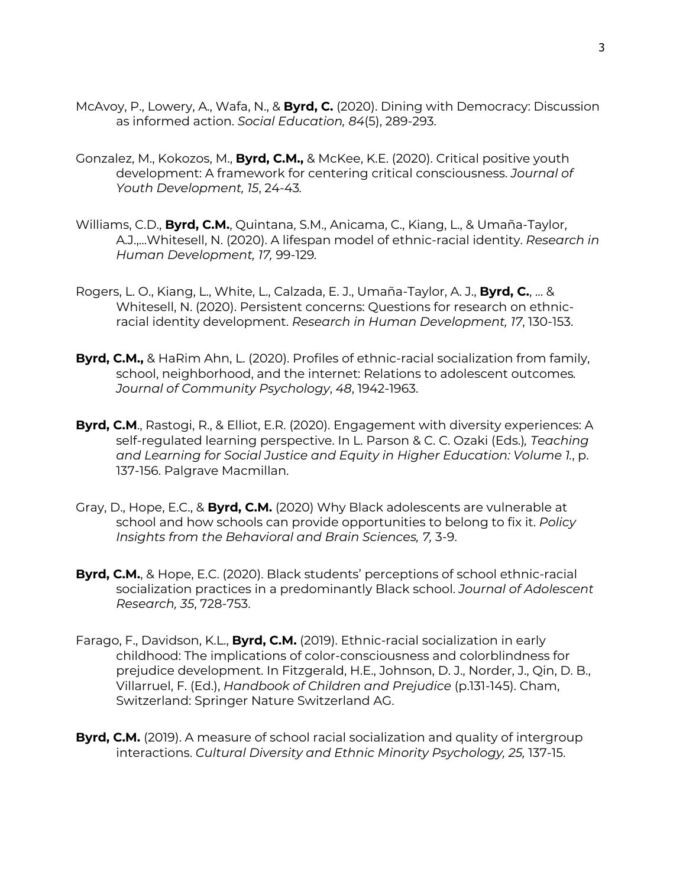McAvoy, P., Lowery, A., Wafa, N., & **Byrd, C.** (2020). Dining with Democracy: Discussion as informed action. *Social Education, 84*(5), 289-293.

Gonzalez, M., Kokozos, M., **Byrd, C.M.,** & McKee, K.E. (2020). Critical positive youth development: A framework for centering critical consciousness. *Journal of Youth Development, 15*, 24-43.

Williams, C.D., **Byrd, C.M.**, Quintana, S.M., Anicama, C., Kiang, L., & Umaña-Taylor, A.J.,…Whitesell, N. (2020). A lifespan model of ethnic-racial identity. *Research in Human Development, 17,* 99-129.

Rogers, L. O., Kiang, L., White, L., Calzada, E. J., Umaña-Taylor, A. J., **Byrd, C.**, … & Whitesell, N. (2020). Persistent concerns: Questions for research on ethnic-racial identity development. *Research in Human Development, 17*, 130-153.

**Byrd, C.M.,** & HaRim Ahn, L. (2020). Profiles of ethnic-racial socialization from family, school, neighborhood, and the internet: Relations to adolescent outcomes. *Journal of Community Psychology*, *48*, 1942-1963.

**Byrd, C.M**., Rastogi, R., & Elliot, E.R. (2020). Engagement with diversity experiences: A self-regulated learning perspective. In L. Parson & C. C. Ozaki (Eds.)*, Teaching and Learning for Social Justice and Equity in Higher Education: Volume 1.*, p. 137-156. Palgrave Macmillan.

Gray, D., Hope, E.C., & **Byrd, C.M.** (2020) Why Black adolescents are vulnerable at school and how schools can provide opportunities to belong to fix it. *Policy Insights from the Behavioral and Brain Sciences, 7,* 3-9.

**Byrd, C.M.**, & Hope, E.C. (2020). Black students' perceptions of school ethnic-racial socialization practices in a predominantly Black school. *Journal of Adolescent Research, 35*, 728-753.

Farago, F., Davidson, K.L., **Byrd, C.M.** (2019). Ethnic-racial socialization in early childhood: The implications of color-consciousness and colorblindness for prejudice development. In Fitzgerald, H.E., Johnson, D. J., Norder, J., Qin, D. B., Villarruel, F. (Ed.), *Handbook of Children and Prejudice* (p.131-145). Cham, Switzerland: Springer Nature Switzerland AG.

**Byrd, C.M.** (2019). A measure of school racial socialization and quality of intergroup interactions. *Cultural Diversity and Ethnic Minority Psychology, 25,* 137-15.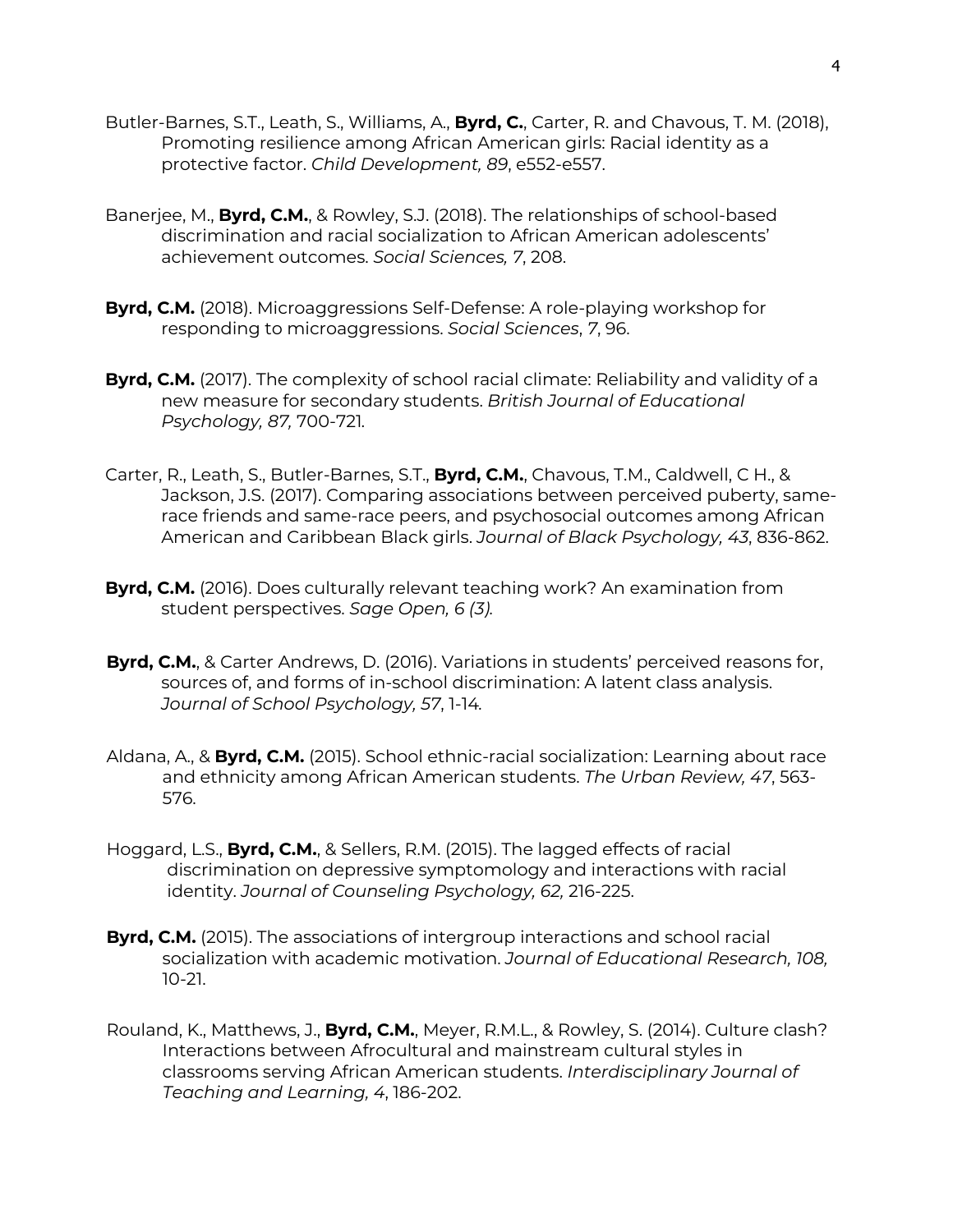Butler-Barnes, S.T., Leath, S., Williams, A., **Byrd, C.**, Carter, R. and Chavous, T. M. (2018), Promoting resilience among African American girls: Racial identity as a protective factor. *Child Development, 89*, e552-e557.

Banerjee, M., **Byrd, C.M.**, & Rowley, S.J. (2018). The relationships of school-based discrimination and racial socialization to African American adolescents' achievement outcomes. *Social Sciences, 7*, 208.

**Byrd, C.M.** (2018). Microaggressions Self-Defense: A role-playing workshop for responding to microaggressions. *Social Sciences*, *7*, 96.

**Byrd, C.M.** (2017). The complexity of school racial climate: Reliability and validity of a new measure for secondary students. *British Journal of Educational Psychology, 87,* 700-721.

Carter, R., Leath, S., Butler-Barnes, S.T., **Byrd, C.M.**, Chavous, T.M., Caldwell, C H., & Jackson, J.S. (2017). Comparing associations between perceived puberty, same-race friends and same-race peers, and psychosocial outcomes among African American and Caribbean Black girls. *Journal of Black Psychology, 43*, 836-862.

**Byrd, C.M.** (2016). Does culturally relevant teaching work? An examination from student perspectives. *Sage Open, 6 (3).*

**Byrd, C.M.**, & Carter Andrews, D. (2016). Variations in students' perceived reasons for, sources of, and forms of in-school discrimination: A latent class analysis. *Journal of School Psychology, 57*, 1-14.

Aldana, A., & **Byrd, C.M.** (2015). School ethnic-racial socialization: Learning about race and ethnicity among African American students. *The Urban Review, 47*, 563-576.

Hoggard, L.S., **Byrd, C.M.**, & Sellers, R.M. (2015). The lagged effects of racial discrimination on depressive symptomology and interactions with racial identity. *Journal of Counseling Psychology, 62,* 216-225.

**Byrd, C.M.** (2015). The associations of intergroup interactions and school racial socialization with academic motivation. *Journal of Educational Research, 108,* 10-21.

Rouland, K., Matthews, J., **Byrd, C.M.**, Meyer, R.M.L., & Rowley, S. (2014). Culture clash? Interactions between Afrocultural and mainstream cultural styles in classrooms serving African American students. *Interdisciplinary Journal of Teaching and Learning, 4*, 186-202.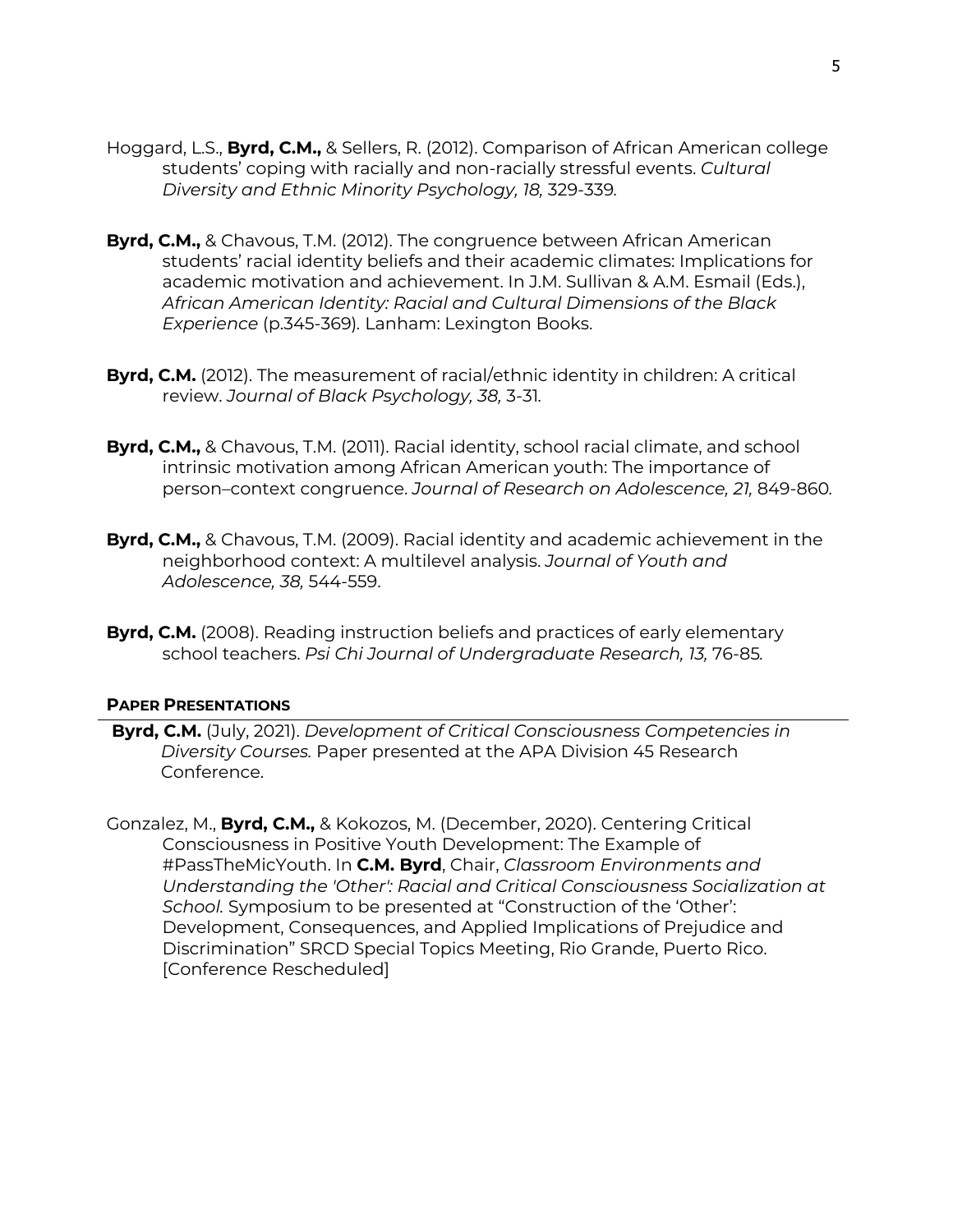Hoggard, L.S., **Byrd, C.M.,** & Sellers, R. (2012). Comparison of African American college students' coping with racially and non-racially stressful events. *Cultural Diversity and Ethnic Minority Psychology, 18,* 329-339.

**Byrd, C.M.,** & Chavous, T.M. (2012). The congruence between African American students' racial identity beliefs and their academic climates: Implications for academic motivation and achievement. In J.M. Sullivan & A.M. Esmail (Eds.), *African American Identity: Racial and Cultural Dimensions of the Black Experience* (p.345-369). Lanham: Lexington Books.

**Byrd, C.M.** (2012). The measurement of racial/ethnic identity in children: A critical review. *Journal of Black Psychology, 38,* 3-31.

**Byrd, C.M.,** & Chavous, T.M. (2011). Racial identity, school racial climate, and school intrinsic motivation among African American youth: The importance of person–context congruence. *Journal of Research on Adolescence, 21,* 849-860.

**Byrd, C.M.,** & Chavous, T.M. (2009). Racial identity and academic achievement in the neighborhood context: A multilevel analysis. *Journal of Youth and Adolescence, 38,* 544-559.

**Byrd, C.M.** (2008). Reading instruction beliefs and practices of early elementary school teachers. *Psi Chi Journal of Undergraduate Research, 13,* 76-85.

## PAPER PRESENTATIONS

**Byrd, C.M.** (July, 2021). *Development of Critical Consciousness Competencies in Diversity Courses.* Paper presented at the APA Division 45 Research Conference.

Gonzalez, M., **Byrd, C.M.,** & Kokozos, M. (December, 2020). Centering Critical Consciousness in Positive Youth Development: The Example of #PassTheMicYouth. In **C.M. Byrd**, Chair, *Classroom Environments and Understanding the 'Other': Racial and Critical Consciousness Socialization at School.* Symposium to be presented at "Construction of the 'Other': Development, Consequences, and Applied Implications of Prejudice and Discrimination" SRCD Special Topics Meeting, Rio Grande, Puerto Rico. [Conference Rescheduled]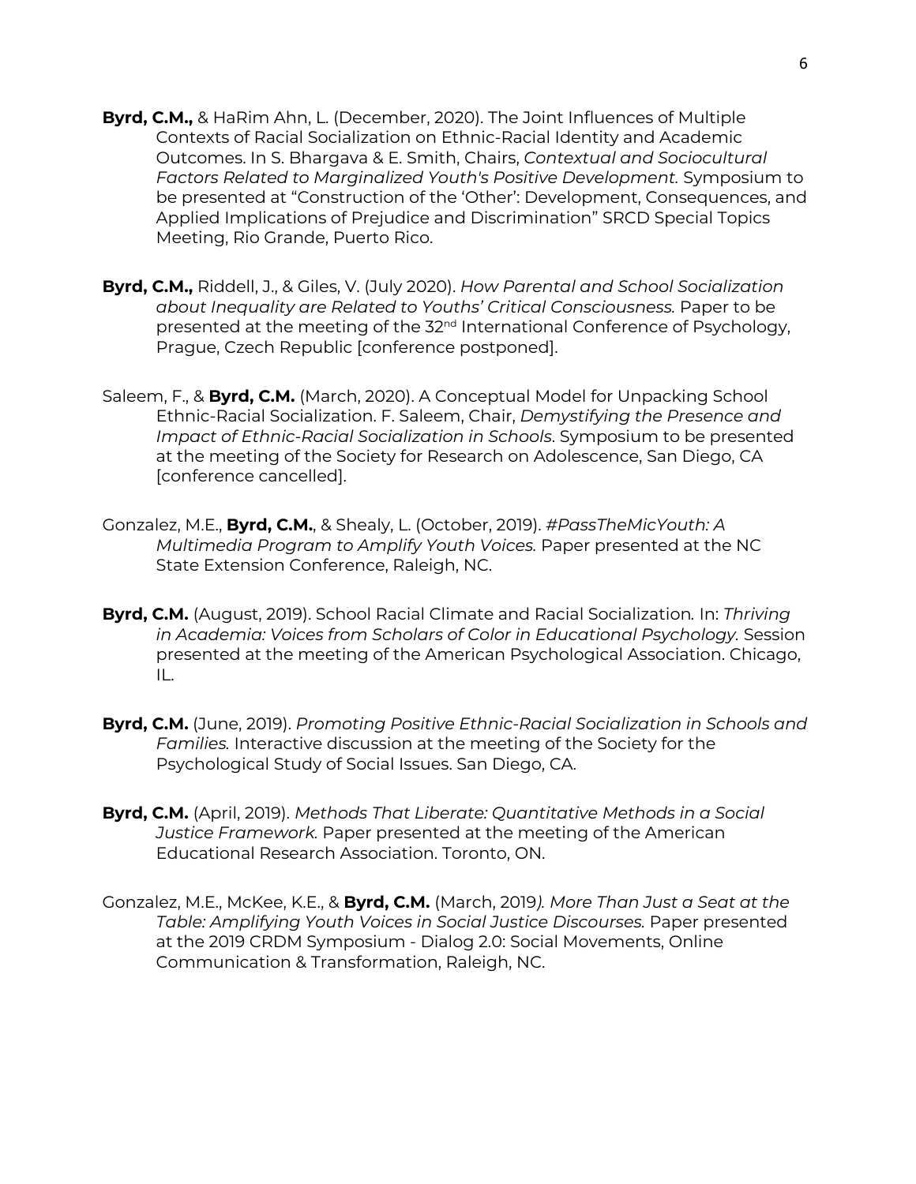**Byrd, C.M.,** & HaRim Ahn, L. (December, 2020). The Joint Influences of Multiple Contexts of Racial Socialization on Ethnic-Racial Identity and Academic Outcomes. In S. Bhargava & E. Smith, Chairs, *Contextual and Sociocultural Factors Related to Marginalized Youth's Positive Development.* Symposium to be presented at "Construction of the 'Other': Development, Consequences, and Applied Implications of Prejudice and Discrimination" SRCD Special Topics Meeting, Rio Grande, Puerto Rico.

**Byrd, C.M.,** Riddell, J., & Giles, V. (July 2020). *How Parental and School Socialization about Inequality are Related to Youths' Critical Consciousness.* Paper to be presented at the meeting of the 32nd International Conference of Psychology, Prague, Czech Republic [conference postponed].

Saleem, F., & **Byrd, C.M.** (March, 2020). A Conceptual Model for Unpacking School Ethnic-Racial Socialization. F. Saleem, Chair, *Demystifying the Presence and Impact of Ethnic-Racial Socialization in Schools*. Symposium to be presented at the meeting of the Society for Research on Adolescence, San Diego, CA [conference cancelled].

Gonzalez, M.E., **Byrd, C.M.**, & Shealy, L. (October, 2019). *#PassTheMicYouth: A Multimedia Program to Amplify Youth Voices.* Paper presented at the NC State Extension Conference, Raleigh, NC.

**Byrd, C.M.** (August, 2019). School Racial Climate and Racial Socialization. In: *Thriving in Academia: Voices from Scholars of Color in Educational Psychology*. Session presented at the meeting of the American Psychological Association. Chicago, IL.

**Byrd, C.M.** (June, 2019). *Promoting Positive Ethnic-Racial Socialization in Schools and Families.* Interactive discussion at the meeting of the Society for the Psychological Study of Social Issues. San Diego, CA.

**Byrd, C.M.** (April, 2019). *Methods That Liberate: Quantitative Methods in a Social Justice Framework.* Paper presented at the meeting of the American Educational Research Association. Toronto, ON.

Gonzalez, M.E., McKee, K.E., & **Byrd, C.M.** (March, 2019*). More Than Just a Seat at the Table: Amplifying Youth Voices in Social Justice Discourses.* Paper presented at the 2019 CRDM Symposium - Dialog 2.0: Social Movements, Online Communication & Transformation, Raleigh, NC.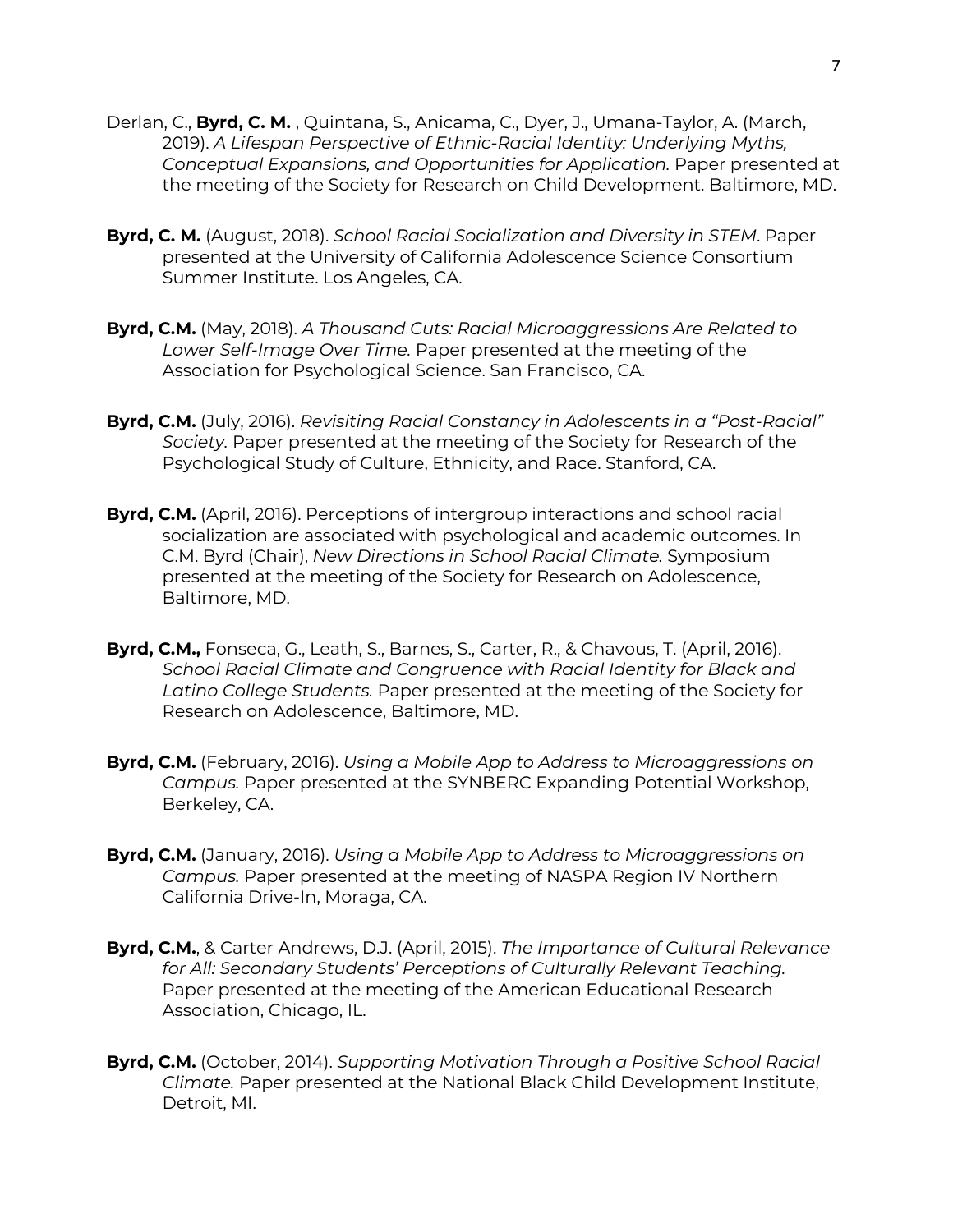Derlan, C., **Byrd, C. M.** , Quintana, S., Anicama, C., Dyer, J., Umana-Taylor, A. (March, 2019). *A Lifespan Perspective of Ethnic-Racial Identity: Underlying Myths, Conceptual Expansions, and Opportunities for Application.* Paper presented at the meeting of the Society for Research on Child Development. Baltimore, MD.

**Byrd, C. M.** (August, 2018). *School Racial Socialization and Diversity in STEM*. Paper presented at the University of California Adolescence Science Consortium Summer Institute. Los Angeles, CA.

**Byrd, C.M.** (May, 2018). *A Thousand Cuts: Racial Microaggressions Are Related to Lower Self-Image Over Time.* Paper presented at the meeting of the Association for Psychological Science. San Francisco, CA.

**Byrd, C.M.** (July, 2016). *Revisiting Racial Constancy in Adolescents in a "Post-Racial" Society*. Paper presented at the meeting of the Society for Research of the Psychological Study of Culture, Ethnicity, and Race. Stanford, CA.

**Byrd, C.M.** (April, 2016). Perceptions of intergroup interactions and school racial socialization are associated with psychological and academic outcomes. In C.M. Byrd (Chair), *New Directions in School Racial Climate.* Symposium presented at the meeting of the Society for Research on Adolescence, Baltimore, MD.

**Byrd, C.M.,** Fonseca, G., Leath, S., Barnes, S., Carter, R., & Chavous, T. (April, 2016). *School Racial Climate and Congruence with Racial Identity for Black and Latino College Students.* Paper presented at the meeting of the Society for Research on Adolescence, Baltimore, MD.

**Byrd, C.M.** (February, 2016). *Using a Mobile App to Address to Microaggressions on Campus.* Paper presented at the SYNBERC Expanding Potential Workshop, Berkeley, CA.

**Byrd, C.M.** (January, 2016). *Using a Mobile App to Address to Microaggressions on Campus.* Paper presented at the meeting of NASPA Region IV Northern California Drive-In, Moraga, CA.

**Byrd, C.M.**, & Carter Andrews, D.J. (April, 2015). *The Importance of Cultural Relevance for All: Secondary Students' Perceptions of Culturally Relevant Teaching.* Paper presented at the meeting of the American Educational Research Association, Chicago, IL.

**Byrd, C.M.** (October, 2014). *Supporting Motivation Through a Positive School Racial Climate.* Paper presented at the National Black Child Development Institute, Detroit, MI.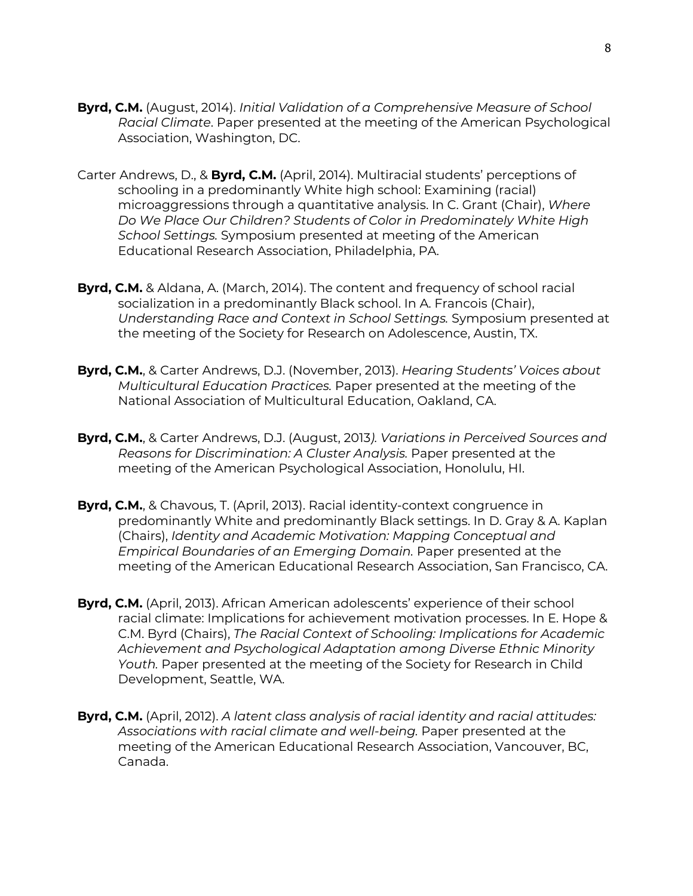**Byrd, C.M.** (August, 2014). *Initial Validation of a Comprehensive Measure of School Racial Climate*. Paper presented at the meeting of the American Psychological Association, Washington, DC.

Carter Andrews, D., & **Byrd, C.M.** (April, 2014). Multiracial students' perceptions of schooling in a predominantly White high school: Examining (racial) microaggressions through a quantitative analysis. In C. Grant (Chair), *Where Do We Place Our Children? Students of Color in Predominately White High School Settings.* Symposium presented at meeting of the American Educational Research Association, Philadelphia, PA.

**Byrd, C.M.** & Aldana, A. (March, 2014). The content and frequency of school racial socialization in a predominantly Black school. In A. Francois (Chair), *Understanding Race and Context in School Settings.* Symposium presented at the meeting of the Society for Research on Adolescence, Austin, TX.

**Byrd, C.M.**, & Carter Andrews, D.J. (November, 2013). *Hearing Students' Voices about Multicultural Education Practices.* Paper presented at the meeting of the National Association of Multicultural Education, Oakland, CA.

**Byrd, C.M.**, & Carter Andrews, D.J. (August, 2013*). Variations in Perceived Sources and Reasons for Discrimination: A Cluster Analysis.* Paper presented at the meeting of the American Psychological Association, Honolulu, HI.

**Byrd, C.M.**, & Chavous, T. (April, 2013). Racial identity-context congruence in predominantly White and predominantly Black settings. In D. Gray & A. Kaplan (Chairs), *Identity and Academic Motivation: Mapping Conceptual and Empirical Boundaries of an Emerging Domain.* Paper presented at the meeting of the American Educational Research Association, San Francisco, CA.

**Byrd, C.M.** (April, 2013). African American adolescents' experience of their school racial climate: Implications for achievement motivation processes. In E. Hope & C.M. Byrd (Chairs), *The Racial Context of Schooling: Implications for Academic Achievement and Psychological Adaptation among Diverse Ethnic Minority Youth.* Paper presented at the meeting of the Society for Research in Child Development, Seattle, WA.

**Byrd, C.M.** (April, 2012). *A latent class analysis of racial identity and racial attitudes: Associations with racial climate and well-being.* Paper presented at the meeting of the American Educational Research Association, Vancouver, BC, Canada.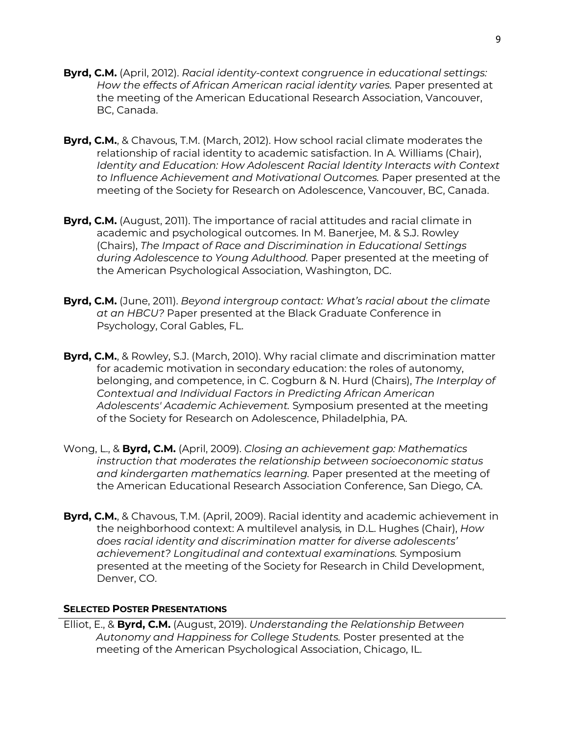**Byrd, C.M.** (April, 2012). *Racial identity-context congruence in educational settings: How the effects of African American racial identity varies.* Paper presented at the meeting of the American Educational Research Association, Vancouver, BC, Canada.

**Byrd, C.M.**, & Chavous, T.M. (March, 2012). How school racial climate moderates the relationship of racial identity to academic satisfaction. In A. Williams (Chair), *Identity and Education: How Adolescent Racial Identity Interacts with Context to Influence Achievement and Motivational Outcomes.* Paper presented at the meeting of the Society for Research on Adolescence, Vancouver, BC, Canada.

**Byrd, C.M.** (August, 2011). The importance of racial attitudes and racial climate in academic and psychological outcomes. In M. Banerjee, M. & S.J. Rowley (Chairs), *The Impact of Race and Discrimination in Educational Settings during Adolescence to Young Adulthood.* Paper presented at the meeting of the American Psychological Association, Washington, DC.

**Byrd, C.M.** (June, 2011). *Beyond intergroup contact: What's racial about the climate at an HBCU?* Paper presented at the Black Graduate Conference in Psychology, Coral Gables, FL.

**Byrd, C.M.**, & Rowley, S.J. (March, 2010). Why racial climate and discrimination matter for academic motivation in secondary education: the roles of autonomy, belonging, and competence, in C. Cogburn & N. Hurd (Chairs), *The Interplay of Contextual and Individual Factors in Predicting African American Adolescents' Academic Achievement.* Symposium presented at the meeting of the Society for Research on Adolescence, Philadelphia, PA.

Wong, L., & **Byrd, C.M.** (April, 2009). *Closing an achievement gap: Mathematics instruction that moderates the relationship between socioeconomic status and kindergarten mathematics learning.* Paper presented at the meeting of the American Educational Research Association Conference, San Diego, CA.

**Byrd, C.M.**, & Chavous, T.M. (April, 2009). Racial identity and academic achievement in the neighborhood context: A multilevel analysis, in D.L. Hughes (Chair), *How does racial identity and discrimination matter for diverse adolescents' achievement? Longitudinal and contextual examinations.* Symposium presented at the meeting of the Society for Research in Child Development, Denver, CO.

### SELECTED POSTER PRESENTATIONS

Elliot, E., & **Byrd, C.M.** (August, 2019). *Understanding the Relationship Between Autonomy and Happiness for College Students.* Poster presented at the meeting of the American Psychological Association, Chicago, IL.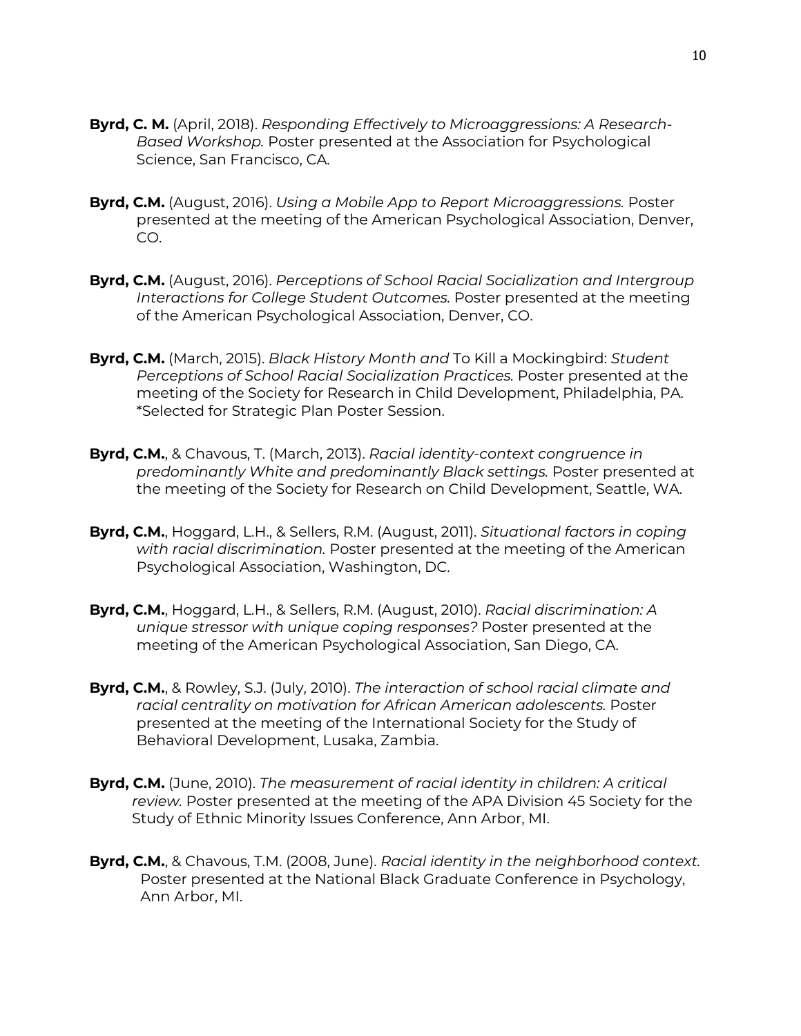**Byrd, C. M.** (April, 2018). *Responding Effectively to Microaggressions: A Research-Based Workshop.* Poster presented at the Association for Psychological Science, San Francisco, CA.

**Byrd, C.M.** (August, 2016). *Using a Mobile App to Report Microaggressions.* Poster presented at the meeting of the American Psychological Association, Denver, CO.

**Byrd, C.M.** (August, 2016). *Perceptions of School Racial Socialization and Intergroup Interactions for College Student Outcomes.* Poster presented at the meeting of the American Psychological Association, Denver, CO.

**Byrd, C.M.** (March, 2015). *Black History Month and* To Kill a Mockingbird: *Student Perceptions of School Racial Socialization Practices.* Poster presented at the meeting of the Society for Research in Child Development, Philadelphia, PA. *Selected for Strategic Plan Poster Session.

**Byrd, C.M.**, & Chavous, T. (March, 2013). *Racial identity-context congruence in predominantly White and predominantly Black settings.* Poster presented at the meeting of the Society for Research on Child Development, Seattle, WA.

**Byrd, C.M.**, Hoggard, L.H., & Sellers, R.M. (August, 2011). *Situational factors in coping with racial discrimination.* Poster presented at the meeting of the American Psychological Association, Washington, DC.

**Byrd, C.M.**, Hoggard, L.H., & Sellers, R.M. (August, 2010). *Racial discrimination: A unique stressor with unique coping responses?* Poster presented at the meeting of the American Psychological Association, San Diego, CA.

**Byrd, C.M.**, & Rowley, S.J. (July, 2010). *The interaction of school racial climate and racial centrality on motivation for African American adolescents.* Poster presented at the meeting of the International Society for the Study of Behavioral Development, Lusaka, Zambia.

**Byrd, C.M.** (June, 2010). *The measurement of racial identity in children: A critical review.* Poster presented at the meeting of the APA Division 45 Society for the Study of Ethnic Minority Issues Conference, Ann Arbor, MI.

**Byrd, C.M.**, & Chavous, T.M. (2008, June). *Racial identity in the neighborhood context.* Poster presented at the National Black Graduate Conference in Psychology, Ann Arbor, MI.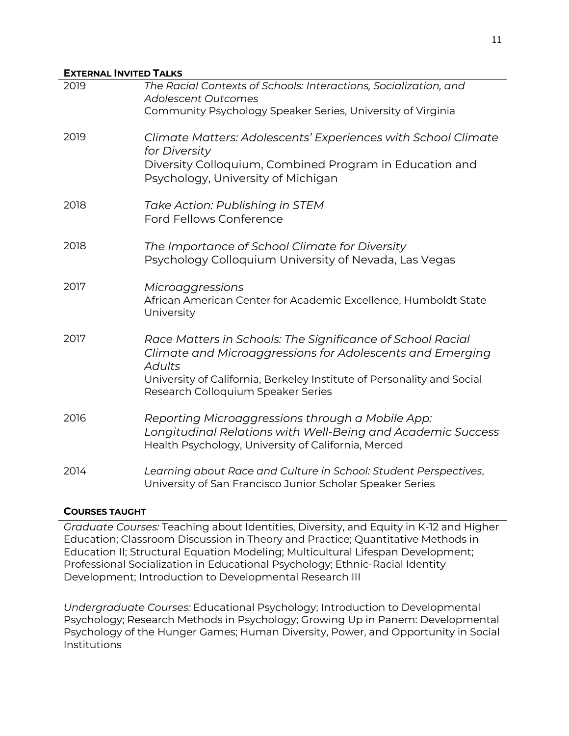## EXTERNAL INVITED TALKS

2019 *The Racial Contexts of Schools: Interactions, Socialization, and Adolescent Outcomes*
Community Psychology Speaker Series, University of Virginia

2019 *Climate Matters: Adolescents' Experiences with School Climate for Diversity*
Diversity Colloquium, Combined Program in Education and Psychology, University of Michigan

2018 *Take Action: Publishing in STEM*
Ford Fellows Conference

2018 *The Importance of School Climate for Diversity*
Psychology Colloquium University of Nevada, Las Vegas

2017 *Microaggressions*
African American Center for Academic Excellence, Humboldt State University

2017 *Race Matters in Schools: The Significance of School Racial Climate and Microaggressions for Adolescents and Emerging Adults*
University of California, Berkeley Institute of Personality and Social Research Colloquium Speaker Series

2016 *Reporting Microaggressions through a Mobile App: Longitudinal Relations with Well-Being and Academic Success*
Health Psychology, University of California, Merced

2014 *Learning about Race and Culture in School: Student Perspectives*, University of San Francisco Junior Scholar Speaker Series

## COURSES TAUGHT

*Graduate Courses:* Teaching about Identities, Diversity, and Equity in K-12 and Higher Education; Classroom Discussion in Theory and Practice; Quantitative Methods in Education II; Structural Equation Modeling; Multicultural Lifespan Development; Professional Socialization in Educational Psychology; Ethnic-Racial Identity Development; Introduction to Developmental Research III

*Undergraduate Courses:* Educational Psychology; Introduction to Developmental Psychology; Research Methods in Psychology; Growing Up in Panem: Developmental Psychology of the Hunger Games; Human Diversity, Power, and Opportunity in Social Institutions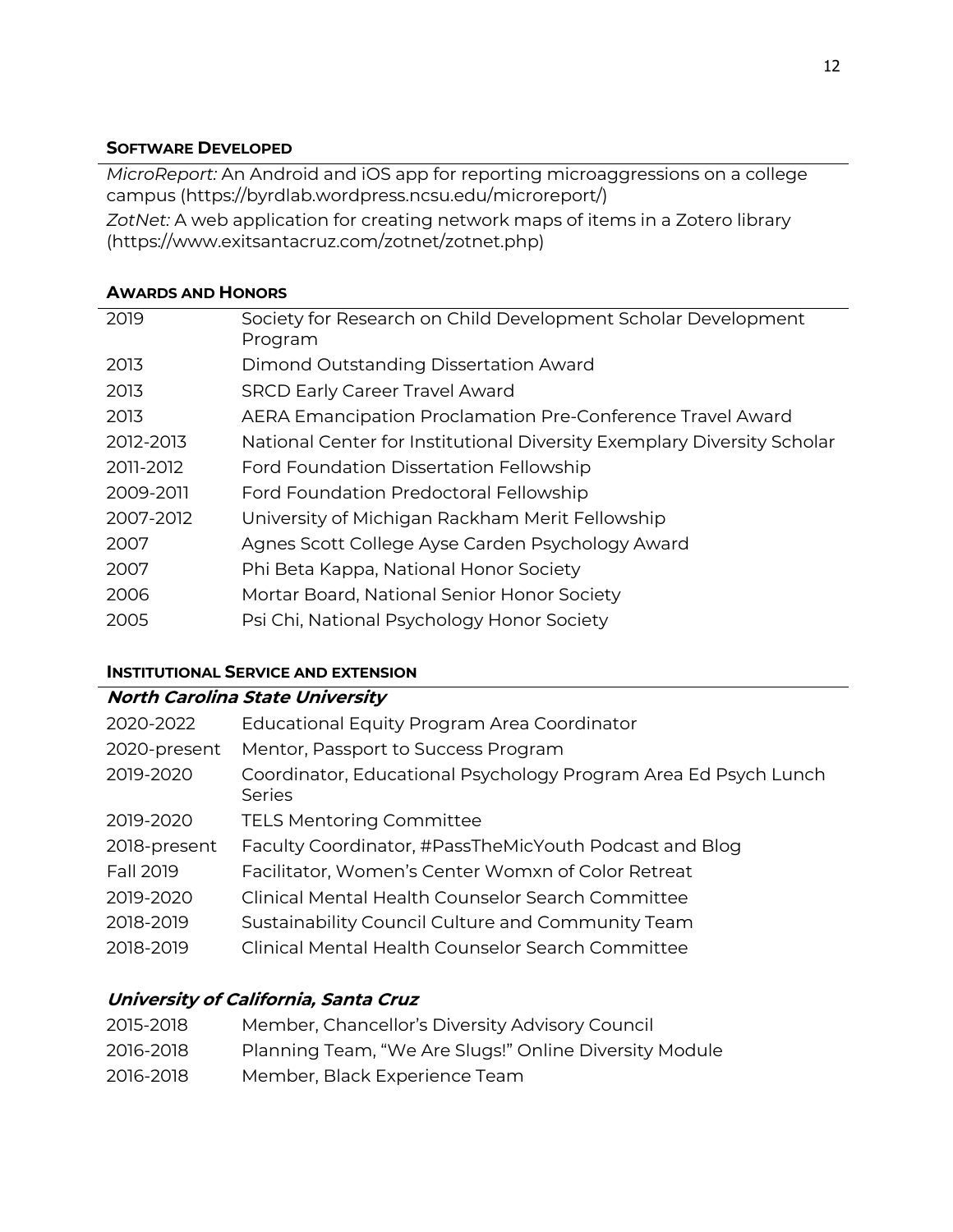## SOFTWARE DEVELOPED

*MicroReport:* An Android and iOS app for reporting microaggressions on a college campus (https://byrdlab.wordpress.ncsu.edu/microreport/)

*ZotNet:* A web application for creating network maps of items in a Zotero library (https://www.exitsantacruz.com/zotnet/zotnet.php)

## AWARDS AND HONORS

| | |
|---|---|
| 2019 | Society for Research on Child Development Scholar Development Program |
| 2013 | Dimond Outstanding Dissertation Award |
| 2013 | SRCD Early Career Travel Award |
| 2013 | AERA Emancipation Proclamation Pre-Conference Travel Award |
| 2012-2013 | National Center for Institutional Diversity Exemplary Diversity Scholar |
| 2011-2012 | Ford Foundation Dissertation Fellowship |
| 2009-2011 | Ford Foundation Predoctoral Fellowship |
| 2007-2012 | University of Michigan Rackham Merit Fellowship |
| 2007 | Agnes Scott College Ayse Carden Psychology Award |
| 2007 | Phi Beta Kappa, National Honor Society |
| 2006 | Mortar Board, National Senior Honor Society |
| 2005 | Psi Chi, National Psychology Honor Society |

## INSTITUTIONAL SERVICE AND EXTENSION

### *North Carolina State University*

| | |
|---|---|
| 2020-2022 | Educational Equity Program Area Coordinator |
| 2020-present | Mentor, Passport to Success Program |
| 2019-2020 | Coordinator, Educational Psychology Program Area Ed Psych Lunch Series |
| 2019-2020 | TELS Mentoring Committee |
| 2018-present | Faculty Coordinator, #PassTheMicYouth Podcast and Blog |
| Fall 2019 | Facilitator, Women's Center Womxn of Color Retreat |
| 2019-2020 | Clinical Mental Health Counselor Search Committee |
| 2018-2019 | Sustainability Council Culture and Community Team |
| 2018-2019 | Clinical Mental Health Counselor Search Committee |

### *University of California, Santa Cruz*

| | |
|---|---|
| 2015-2018 | Member, Chancellor's Diversity Advisory Council |
| 2016-2018 | Planning Team, "We Are Slugs!" Online Diversity Module |
| 2016-2018 | Member, Black Experience Team |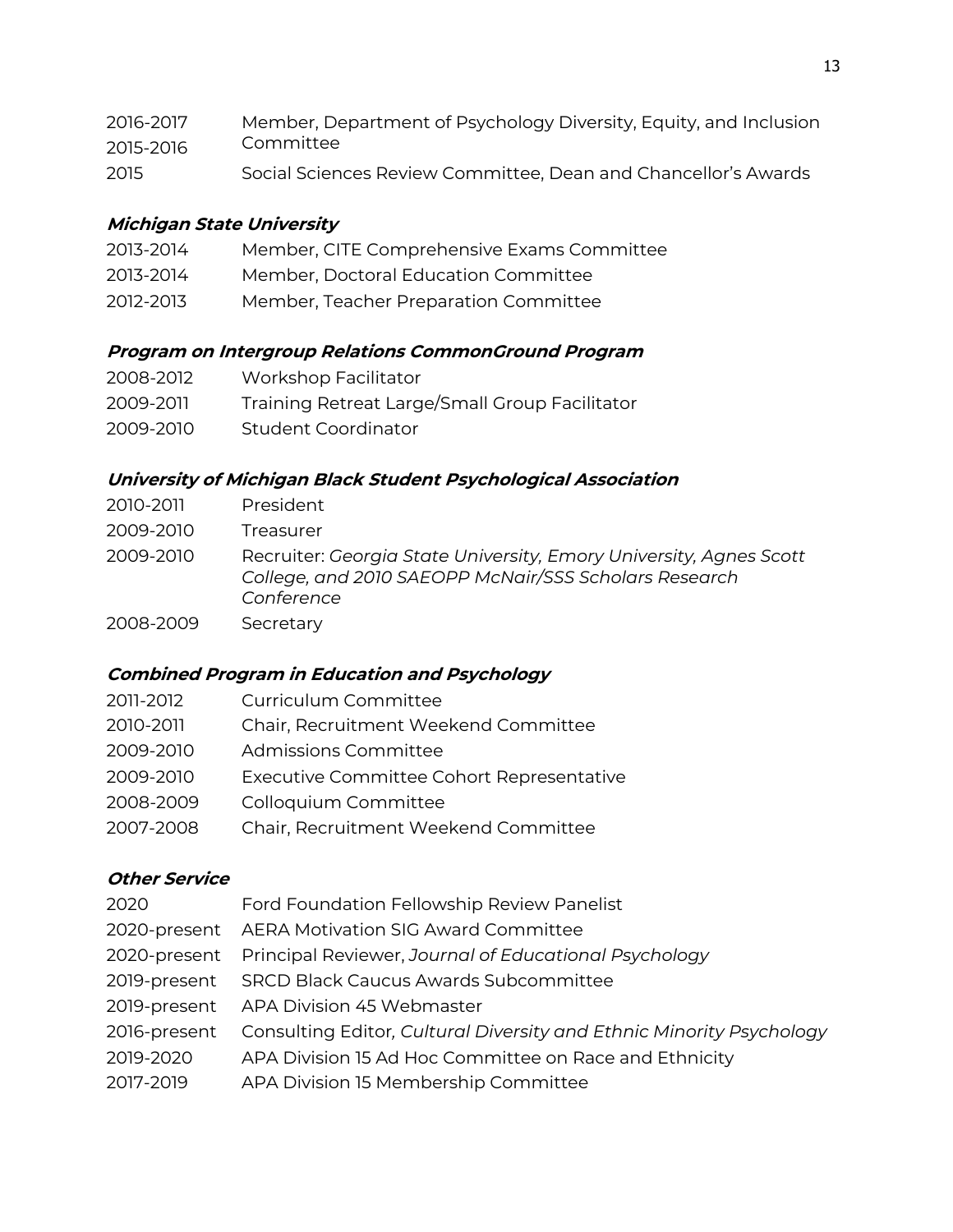2016-2017
2015-2016 Member, Department of Psychology Diversity, Equity, and Inclusion Committee

2015 Social Sciences Review Committee, Dean and Chancellor's Awards

***Michigan State University***

2013-2014 Member, CITE Comprehensive Exams Committee

2013-2014 Member, Doctoral Education Committee

2012-2013 Member, Teacher Preparation Committee

***Program on Intergroup Relations CommonGround Program***

2008-2012 Workshop Facilitator

2009-2011 Training Retreat Large/Small Group Facilitator

2009-2010 Student Coordinator

***University of Michigan Black Student Psychological Association***

2010-2011 President

2009-2010 Treasurer

2009-2010 Recruiter: *Georgia State University, Emory University, Agnes Scott College, and 2010 SAEOPP McNair/SSS Scholars Research Conference*

2008-2009 Secretary

***Combined Program in Education and Psychology***

2011-2012 Curriculum Committee

2010-2011 Chair, Recruitment Weekend Committee

2009-2010 Admissions Committee

2009-2010 Executive Committee Cohort Representative

2008-2009 Colloquium Committee

2007-2008 Chair, Recruitment Weekend Committee

***Other Service***

2020 Ford Foundation Fellowship Review Panelist

2020-present AERA Motivation SIG Award Committee

2020-present Principal Reviewer, *Journal of Educational Psychology*

2019-present SRCD Black Caucus Awards Subcommittee

2019-present APA Division 45 Webmaster

2016-present Consulting Editor, *Cultural Diversity and Ethnic Minority Psychology*

2019-2020 APA Division 15 Ad Hoc Committee on Race and Ethnicity

2017-2019 APA Division 15 Membership Committee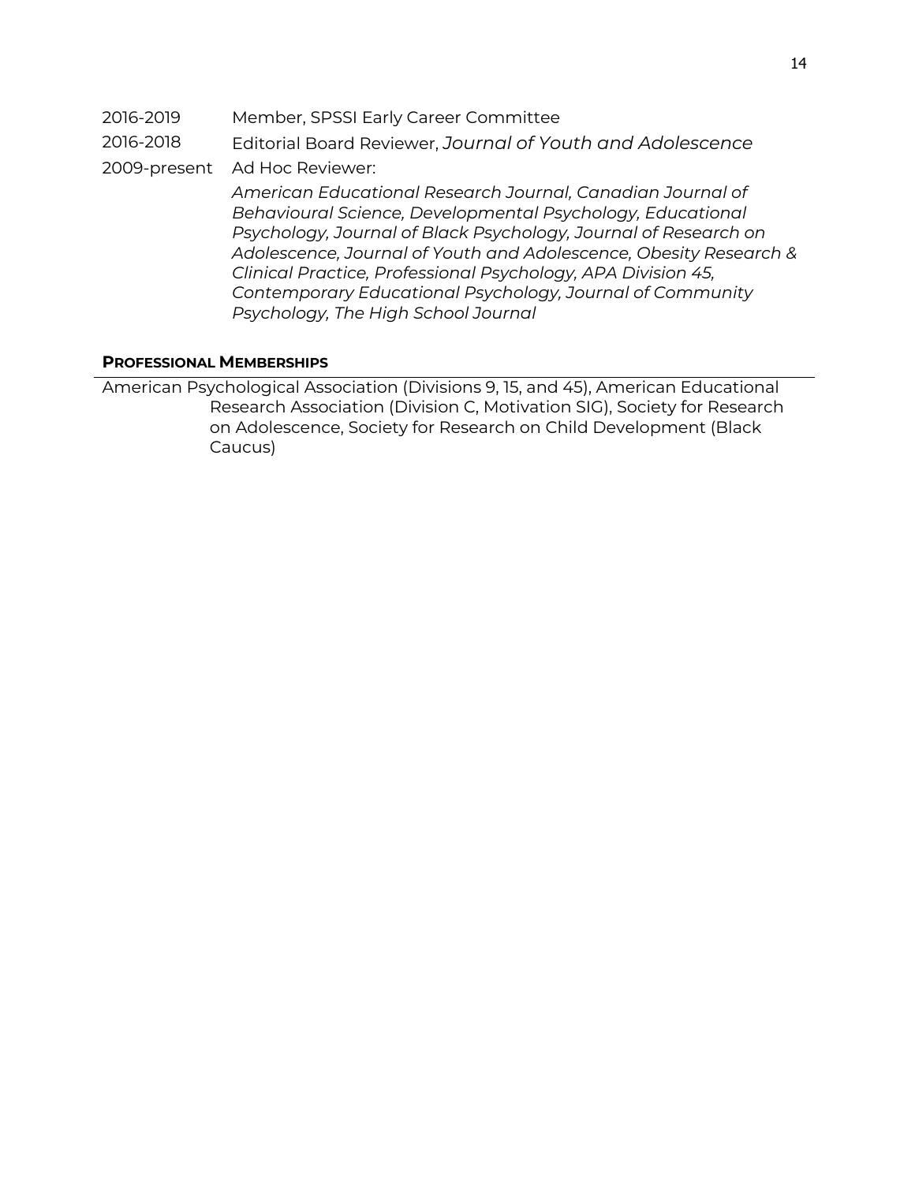2016-2019 Member, SPSSI Early Career Committee

2016-2018 Editorial Board Reviewer, *Journal of Youth and Adolescence*

2009-present Ad Hoc Reviewer:

*American Educational Research Journal, Canadian Journal of Behavioural Science, Developmental Psychology, Educational Psychology, Journal of Black Psychology, Journal of Research on Adolescence, Journal of Youth and Adolescence, Obesity Research & Clinical Practice, Professional Psychology, APA Division 45, Contemporary Educational Psychology, Journal of Community Psychology, The High School Journal*

## PROFESSIONAL MEMBERSHIPS

American Psychological Association (Divisions 9, 15, and 45), American Educational Research Association (Division C, Motivation SIG), Society for Research on Adolescence, Society for Research on Child Development (Black Caucus)